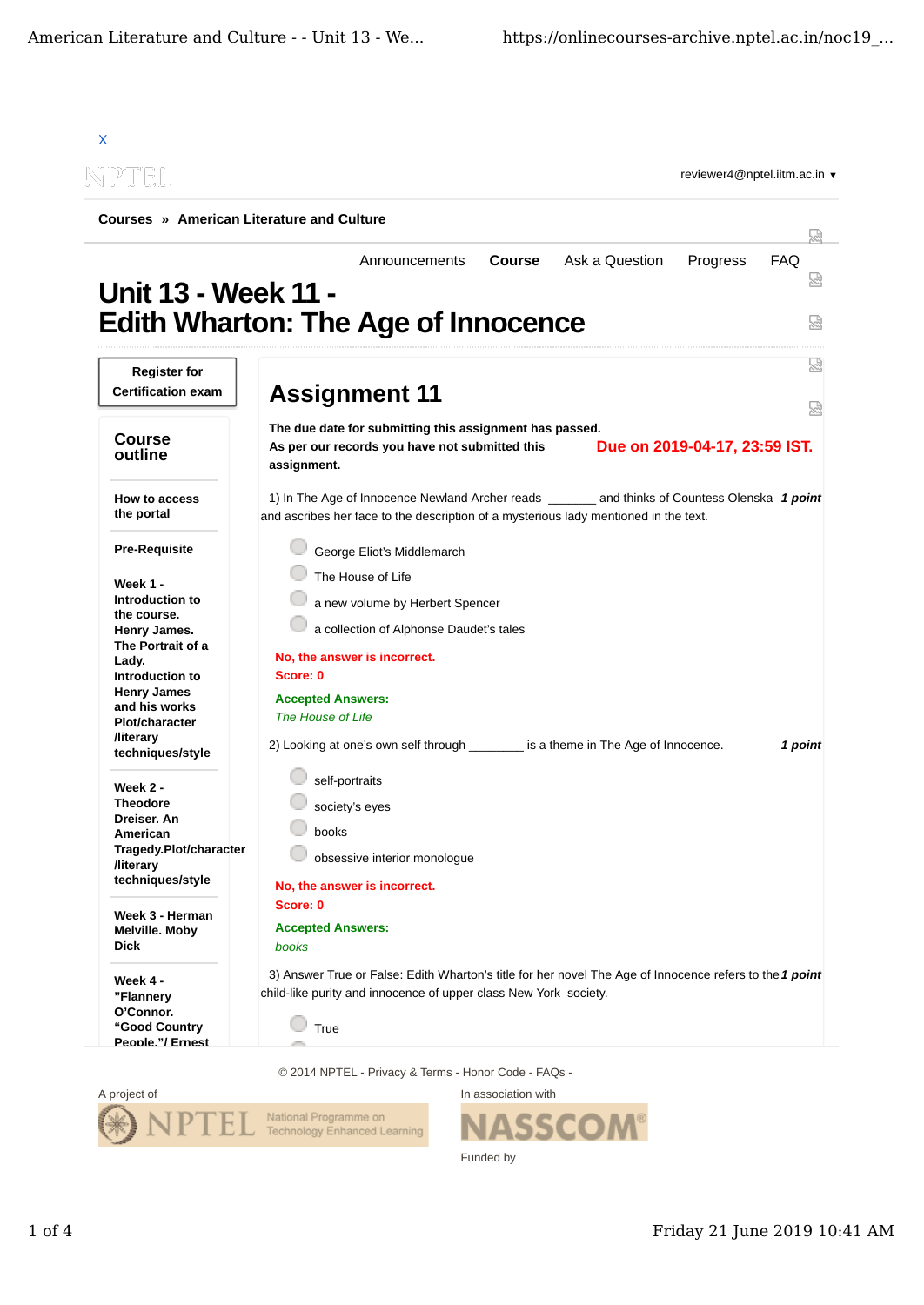X

reviewer4@nptel.iitm.ac.in ▾

**Courses » American Literature and Culture**

Announcements | **Course** | Ask a Question | Progress | FAQ

# Unit 13 - Week 11 - Edith Wharton: The Age of Innocence

**Register for Certification exam**

## Course outline

**How to access the portal**

**Pre-Requisite**

**Week 1 - Introduction to the course. Henry James. The Portrait of a Lady. Introduction to Henry James and his works Plot/character /literary techniques/style**

**Week 2 - Theodore Dreiser. An American Tragedy.Plot/character /literary techniques/style**

**Week 3 - Herman Melville. Moby Dick**

**Week 4 - "Flannery O'Connor. "Good Country People."/ Ernest**

## Assignment 11

**The due date for submitting this assignment has passed.**

**Due on 2019-04-17, 23:59 IST.**

**As per our records you have not submitted this assignment.**

1) In The Age of Innocence Newland Archer reads _______ and thinks of Countess Olenska and ascribes her face to the description of a mysterious lady mentioned in the text. ***1 point***

- George Eliot's Middlemarch
- The House of Life
- a new volume by Herbert Spencer
- a collection of Alphonse Daudet's tales

**No, the answer is incorrect.**
**Score: 0**

**Accepted Answers:**
*The House of Life*

2) Looking at one's own self through ________ is a theme in The Age of Innocence. ***1 point***

- self-portraits
- society's eyes
- books
- obsessive interior monologue

**No, the answer is incorrect.**
**Score: 0**

**Accepted Answers:**
*books*

3) Answer True or False: Edith Wharton's title for her novel The Age of Innocence refers to the child-like purity and innocence of upper class New York society. ***1 point***

- True

© 2014 NPTEL - Privacy & Terms - Honor Code - FAQs -

A project of

In association with

Funded by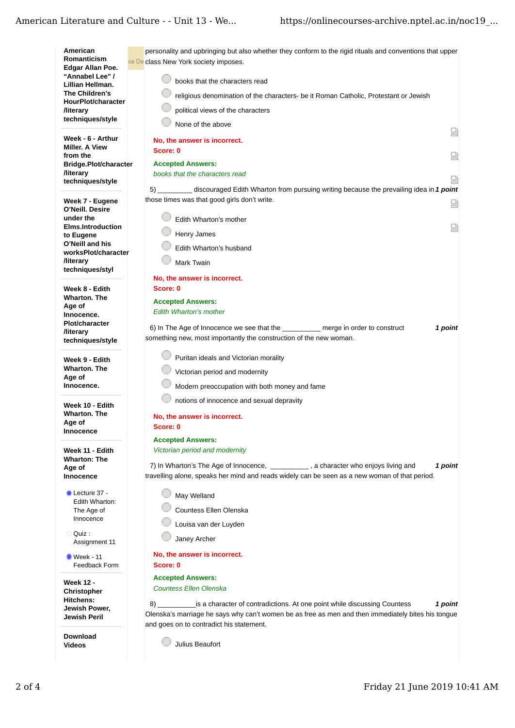- American Romanticism Edgar Allan Poe. “Annabel Lee” / Lillian Hellman. The Children’s HourPlot/character /literary techniques/style
- Week - 6 - Arthur Miller. A View from the Bridge.Plot/character /literary techniques/style
- Week 7 - Eugene O’Neill. Desire under the Elms.Introduction to Eugene O’Neill and his worksPlot/character /literary techniques/styl
- Week 8 - Edith Wharton. The Age of Innocence. Plot/character /literary techniques/style
- Week 9 - Edith Wharton. The Age of Innocence.
- Week 10 - Edith Wharton. The Age of Innocence
- Week 11 - Edith Wharton: The Age of Innocence
  - Lecture 37 - Edith Wharton: The Age of Innocence
  - Quiz : Assignment 11
  - Week - 11 Feedback Form
- Week 12 - Christopher Hitchens: Jewish Power, Jewish Peril
- Download Videos

personality and upbringing but also whether they conform to the rigid rituals and conventions that upper class New York society imposes.

- books that the characters read
- religious denomination of the characters- be it Roman Catholic, Protestant or Jewish
- political views of the characters
- None of the above

**No, the answer is incorrect.**
**Score: 0**

**Accepted Answers:**
*books that the characters read*

5) _________ discouraged Edith Wharton from pursuing writing because the prevailing idea in those times was that good girls don’t write. ***1 point***

- Edith Wharton’s mother
- Henry James
- Edith Wharton’s husband
- Mark Twain

**No, the answer is incorrect.**
**Score: 0**

**Accepted Answers:**
*Edith Wharton’s mother*

6) In The Age of Innocence we see that the __________ merge in order to construct something new, most importantly the construction of the new woman. ***1 point***

- Puritan ideals and Victorian morality
- Victorian period and modernity
- Modern preoccupation with both money and fame
- notions of innocence and sexual depravity

**No, the answer is incorrect.**
**Score: 0**

**Accepted Answers:**
*Victorian period and modernity*

7) In Wharton’s The Age of Innocence, __________ , a character who enjoys living and travelling alone, speaks her mind and reads widely can be seen as a new woman of that period. ***1 point***

- May Welland
- Countess Ellen Olenska
- Louisa van der Luyden
- Janey Archer

**No, the answer is incorrect.**
**Score: 0**

**Accepted Answers:**
*Countess Ellen Olenska*

8) __________is a character of contradictions. At one point while discussing Countess Olenska’s marriage he says why can’t women be as free as men and then immediately bites his tongue and goes on to contradict his statement. ***1 point***

- Julius Beaufort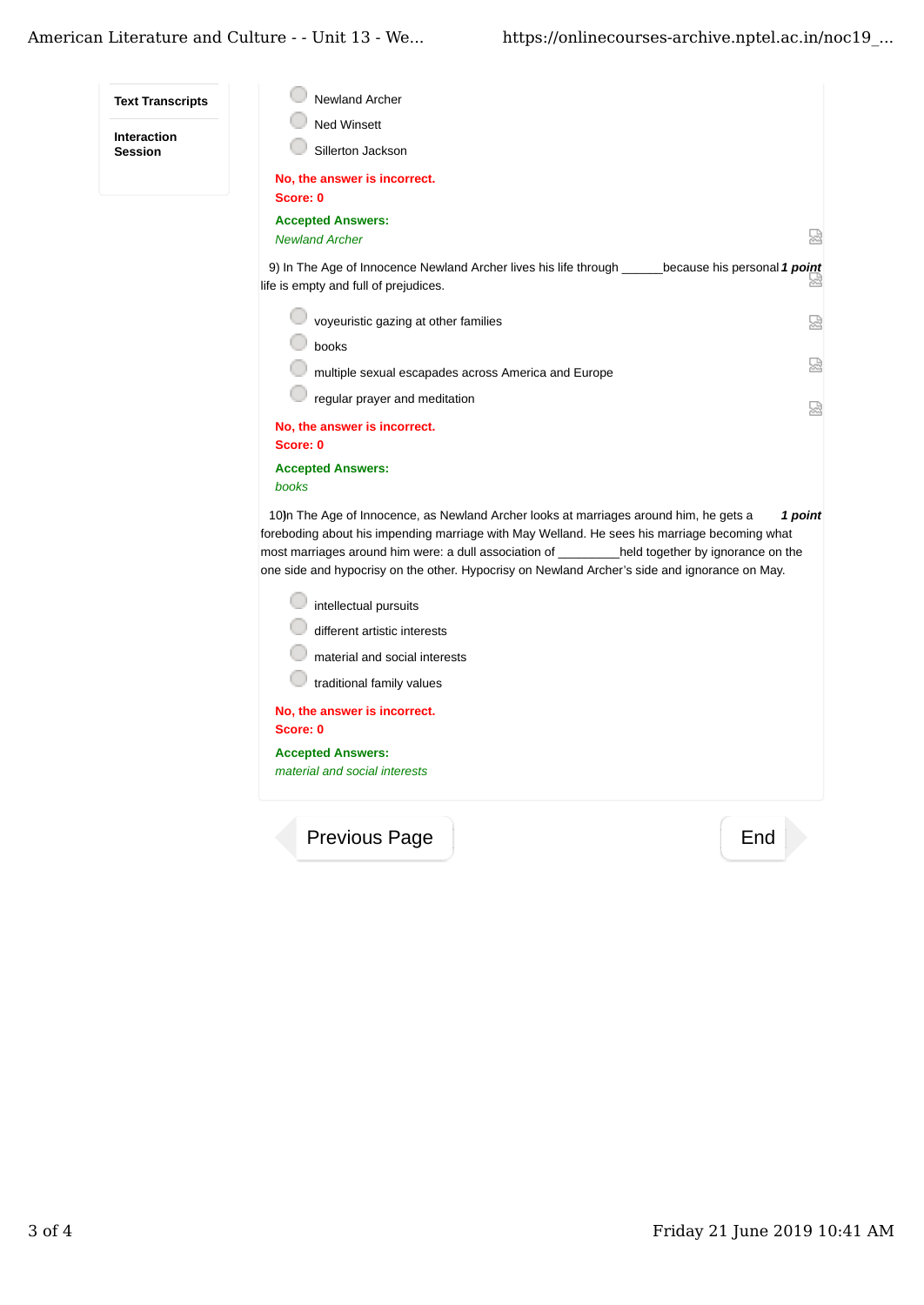- Text Transcripts
- Interaction Session

- Newland Archer
- Ned Winsett
- Sillerton Jackson

**No, the answer is incorrect.**
**Score: 0**

**Accepted Answers:**
*Newland Archer*

9) In The Age of Innocence Newland Archer lives his life through ______because his personal life is empty and full of prejudices. ***1 point***

- voyeuristic gazing at other families
- books
- multiple sexual escapades across America and Europe
- regular prayer and meditation

**No, the answer is incorrect.**
**Score: 0**

**Accepted Answers:**
*books*

10)In The Age of Innocence, as Newland Archer looks at marriages around him, he gets a foreboding about his impending marriage with May Welland. He sees his marriage becoming what most marriages around him were: a dull association of _________held together by ignorance on the one side and hypocrisy on the other. Hypocrisy on Newland Archer's side and ignorance on May. ***1 point***

- intellectual pursuits
- different artistic interests
- material and social interests
- traditional family values

**No, the answer is incorrect.**
**Score: 0**

**Accepted Answers:**
*material and social interests*

Previous Page | End